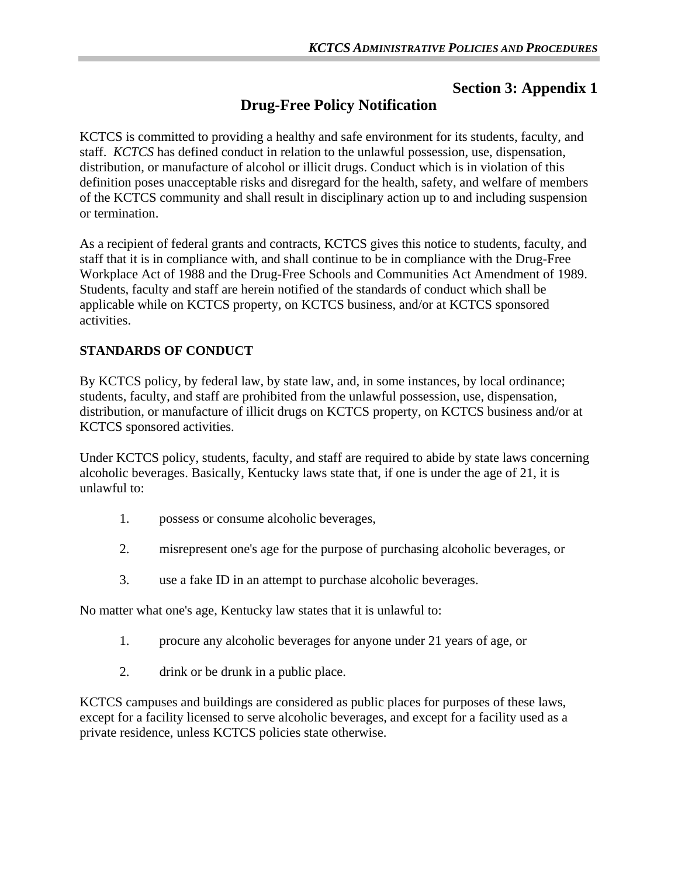## Section 3: Appendix 1

# Drug-Free Policy Notification

KCTCS is committed to providing a healthy and safe environment for its students, faculty, and staff. *KCTCS* has defined conduct in relation to the unlawful possession, use, dispensation, distribution, or manufacture of alcohol or illicit drugs. Conduct which is in violation of this definition poses unacceptable risks and disregard for the health, safety, and welfare of members of the KCTCS community and shall result in disciplinary action up to and including suspension or termination.

As a recipient of federal grants and contracts, KCTCS gives this notice to students, faculty, and staff that it is in compliance with, and shall continue to be in compliance with the Drug-Free Workplace Act of 1988 and the Drug-Free Schools and Communities Act Amendment of 1989. Students, faculty and staff are herein notified of the standards of conduct which shall be applicable while on KCTCS property, on KCTCS business, and/or at KCTCS sponsored activities.

**STANDARDS OF CONDUCT**

By KCTCS policy, by federal law, by state law, and, in some instances, by local ordinance; students, faculty, and staff are prohibited from the unlawful possession, use, dispensation, distribution, or manufacture of illicit drugs on KCTCS property, on KCTCS business and/or at KCTCS sponsored activities.

Under KCTCS policy, students, faculty, and staff are required to abide by state laws concerning alcoholic beverages. Basically, Kentucky laws state that, if one is under the age of 21, it is unlawful to:

1. possess or consume alcoholic beverages,
2. misrepresent one's age for the purpose of purchasing alcoholic beverages, or
3. use a fake ID in an attempt to purchase alcoholic beverages.

No matter what one's age, Kentucky law states that it is unlawful to:

1. procure any alcoholic beverages for anyone under 21 years of age, or
2. drink or be drunk in a public place.

KCTCS campuses and buildings are considered as public places for purposes of these laws, except for a facility licensed to serve alcoholic beverages, and except for a facility used as a private residence, unless KCTCS policies state otherwise.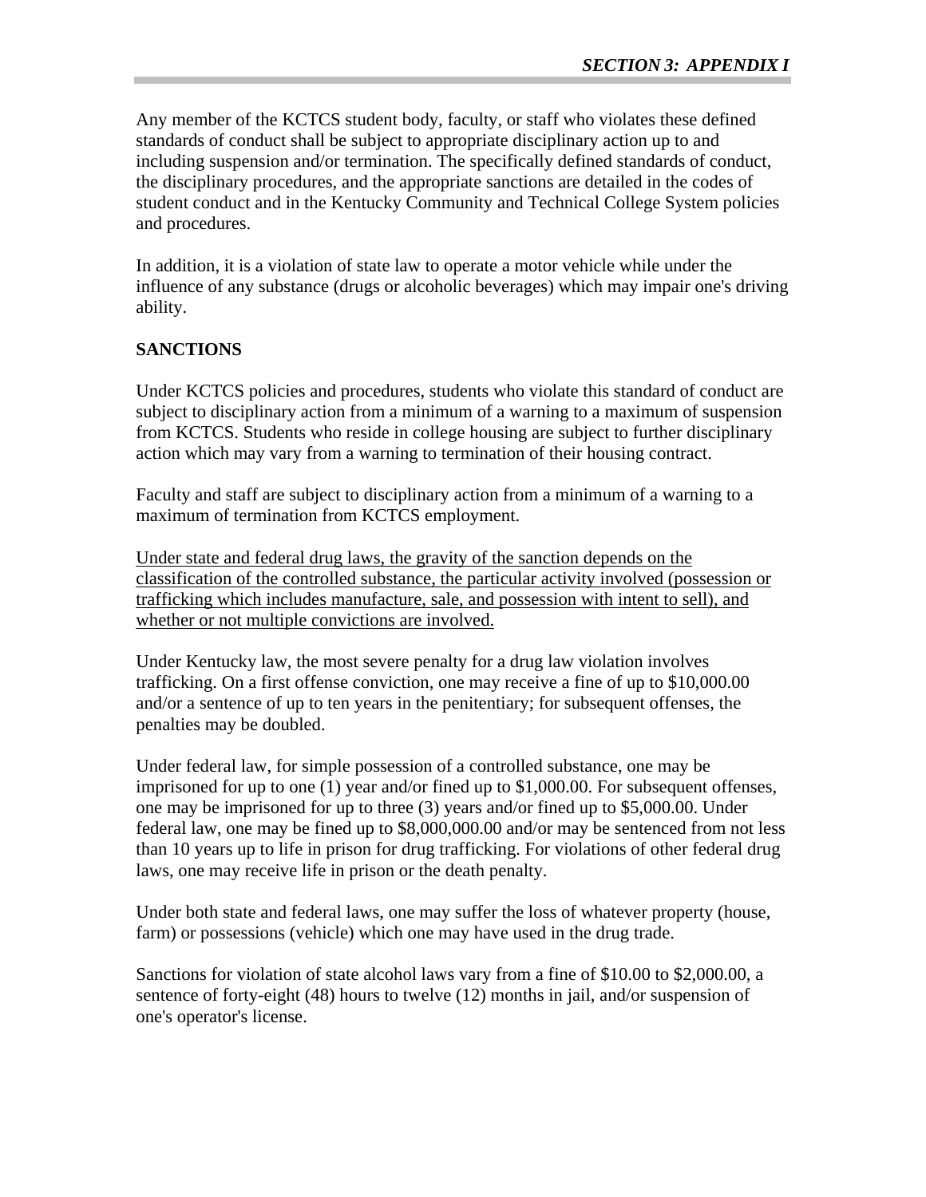Any member of the KCTCS student body, faculty, or staff who violates these defined standards of conduct shall be subject to appropriate disciplinary action up to and including suspension and/or termination. The specifically defined standards of conduct, the disciplinary procedures, and the appropriate sanctions are detailed in the codes of student conduct and in the Kentucky Community and Technical College System policies and procedures.

In addition, it is a violation of state law to operate a motor vehicle while under the influence of any substance (drugs or alcoholic beverages) which may impair one's driving ability.

**SANCTIONS**

Under KCTCS policies and procedures, students who violate this standard of conduct are subject to disciplinary action from a minimum of a warning to a maximum of suspension from KCTCS. Students who reside in college housing are subject to further disciplinary action which may vary from a warning to termination of their housing contract.

Faculty and staff are subject to disciplinary action from a minimum of a warning to a maximum of termination from KCTCS employment.

<u>Under state and federal drug laws, the gravity of the sanction depends on the classification of the controlled substance, the particular activity involved (possession or trafficking which includes manufacture, sale, and possession with intent to sell), and whether or not multiple convictions are involved.</u>

Under Kentucky law, the most severe penalty for a drug law violation involves trafficking. On a first offense conviction, one may receive a fine of up to $10,000.00 and/or a sentence of up to ten years in the penitentiary; for subsequent offenses, the penalties may be doubled.

Under federal law, for simple possession of a controlled substance, one may be imprisoned for up to one (1) year and/or fined up to $1,000.00. For subsequent offenses, one may be imprisoned for up to three (3) years and/or fined up to $5,000.00. Under federal law, one may be fined up to $8,000,000.00 and/or may be sentenced from not less than 10 years up to life in prison for drug trafficking. For violations of other federal drug laws, one may receive life in prison or the death penalty.

Under both state and federal laws, one may suffer the loss of whatever property (house, farm) or possessions (vehicle) which one may have used in the drug trade.

Sanctions for violation of state alcohol laws vary from a fine of $10.00 to $2,000.00, a sentence of forty-eight (48) hours to twelve (12) months in jail, and/or suspension of one's operator's license.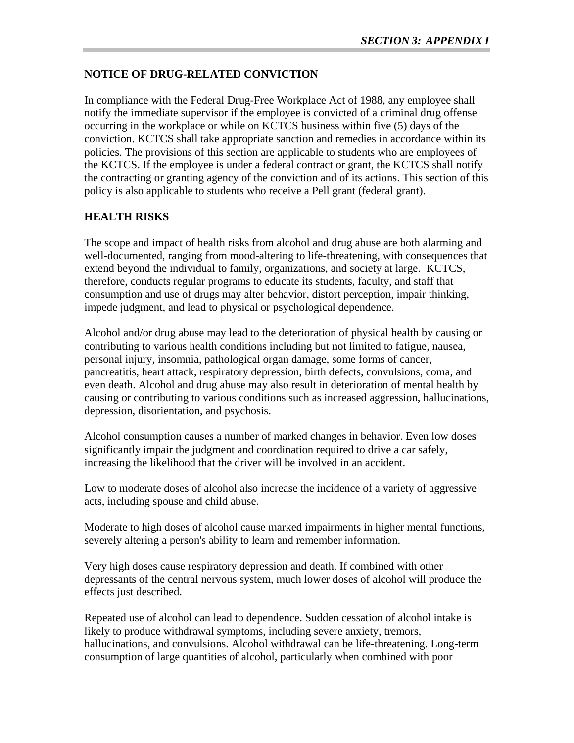## NOTICE OF DRUG-RELATED CONVICTION

In compliance with the Federal Drug-Free Workplace Act of 1988, any employee shall notify the immediate supervisor if the employee is convicted of a criminal drug offense occurring in the workplace or while on KCTCS business within five (5) days of the conviction. KCTCS shall take appropriate sanction and remedies in accordance within its policies. The provisions of this section are applicable to students who are employees of the KCTCS. If the employee is under a federal contract or grant, the KCTCS shall notify the contracting or granting agency of the conviction and of its actions. This section of this policy is also applicable to students who receive a Pell grant (federal grant).

## HEALTH RISKS

The scope and impact of health risks from alcohol and drug abuse are both alarming and well-documented, ranging from mood-altering to life-threatening, with consequences that extend beyond the individual to family, organizations, and society at large. KCTCS, therefore, conducts regular programs to educate its students, faculty, and staff that consumption and use of drugs may alter behavior, distort perception, impair thinking, impede judgment, and lead to physical or psychological dependence.

Alcohol and/or drug abuse may lead to the deterioration of physical health by causing or contributing to various health conditions including but not limited to fatigue, nausea, personal injury, insomnia, pathological organ damage, some forms of cancer, pancreatitis, heart attack, respiratory depression, birth defects, convulsions, coma, and even death. Alcohol and drug abuse may also result in deterioration of mental health by causing or contributing to various conditions such as increased aggression, hallucinations, depression, disorientation, and psychosis.

Alcohol consumption causes a number of marked changes in behavior. Even low doses significantly impair the judgment and coordination required to drive a car safely, increasing the likelihood that the driver will be involved in an accident.

Low to moderate doses of alcohol also increase the incidence of a variety of aggressive acts, including spouse and child abuse.

Moderate to high doses of alcohol cause marked impairments in higher mental functions, severely altering a person's ability to learn and remember information.

Very high doses cause respiratory depression and death. If combined with other depressants of the central nervous system, much lower doses of alcohol will produce the effects just described.

Repeated use of alcohol can lead to dependence. Sudden cessation of alcohol intake is likely to produce withdrawal symptoms, including severe anxiety, tremors, hallucinations, and convulsions. Alcohol withdrawal can be life-threatening. Long-term consumption of large quantities of alcohol, particularly when combined with poor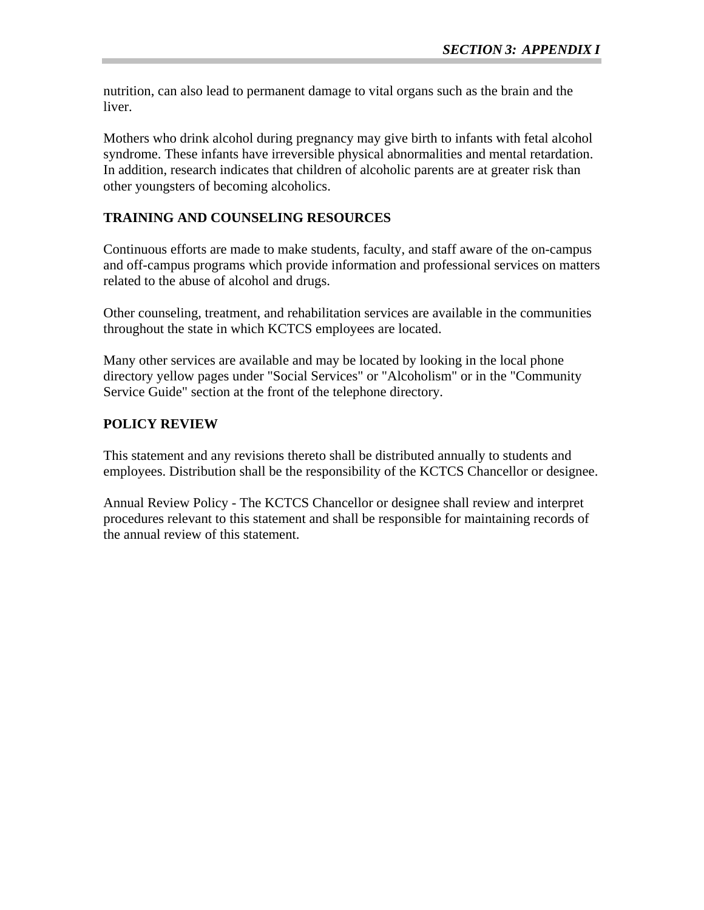nutrition, can also lead to permanent damage to vital organs such as the brain and the liver.

Mothers who drink alcohol during pregnancy may give birth to infants with fetal alcohol syndrome. These infants have irreversible physical abnormalities and mental retardation. In addition, research indicates that children of alcoholic parents are at greater risk than other youngsters of becoming alcoholics.

## TRAINING AND COUNSELING RESOURCES

Continuous efforts are made to make students, faculty, and staff aware of the on-campus and off-campus programs which provide information and professional services on matters related to the abuse of alcohol and drugs.

Other counseling, treatment, and rehabilitation services are available in the communities throughout the state in which KCTCS employees are located.

Many other services are available and may be located by looking in the local phone directory yellow pages under "Social Services" or "Alcoholism" or in the "Community Service Guide" section at the front of the telephone directory.

## POLICY REVIEW

This statement and any revisions thereto shall be distributed annually to students and employees. Distribution shall be the responsibility of the KCTCS Chancellor or designee.

Annual Review Policy - The KCTCS Chancellor or designee shall review and interpret procedures relevant to this statement and shall be responsible for maintaining records of the annual review of this statement.